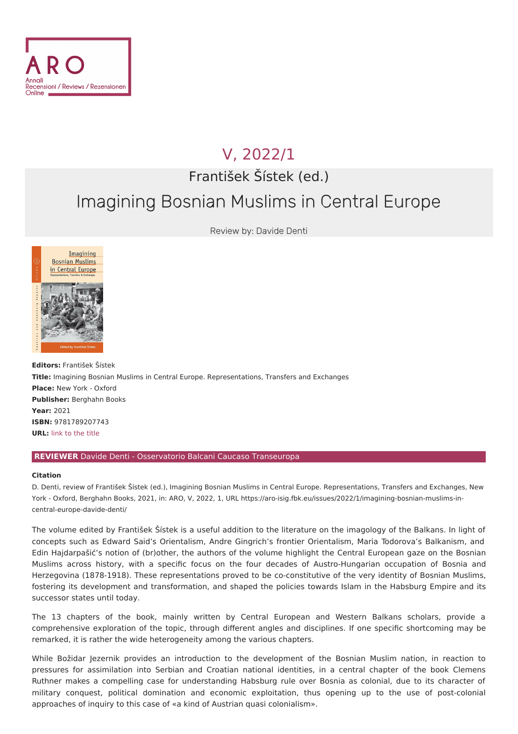ARO

Annali
Recensioni / Reviews / Rezensionen
Online

## V, 2022/1

## František Šístek (ed.)

# Imagining Bosnian Muslims in Central Europe

Review by: Davide Denti

**Editors:** František Šístek
**Title:** Imagining Bosnian Muslims in Central Europe. Representations, Transfers and Exchanges
**Place:** New York - Oxford
**Publisher:** Berghahn Books
**Year:** 2021
**ISBN:** 9781789207743
**URL:** link to the title

**REVIEWER** Davide Denti - Osservatorio Balcani Caucaso Transeuropa

**Citation**

D. Denti, review of František Šístek (ed.), Imagining Bosnian Muslims in Central Europe. Representations, Transfers and Exchanges, New York - Oxford, Berghahn Books, 2021, in: ARO, V, 2022, 1, URL https://aro-isig.fbk.eu/issues/2022/1/imagining-bosnian-muslims-in-central-europe-davide-denti/

The volume edited by František Šístek is a useful addition to the literature on the imagology of the Balkans. In light of concepts such as Edward Said's Orientalism, Andre Gingrich's frontier Orientalism, Maria Todorova's Balkanism, and Edin Hajdarpašić's notion of (br)other, the authors of the volume highlight the Central European gaze on the Bosnian Muslims across history, with a specific focus on the four decades of Austro-Hungarian occupation of Bosnia and Herzegovina (1878-1918). These representations proved to be co-constitutive of the very identity of Bosnian Muslims, fostering its development and transformation, and shaped the policies towards Islam in the Habsburg Empire and its successor states until today.

The 13 chapters of the book, mainly written by Central European and Western Balkans scholars, provide a comprehensive exploration of the topic, through different angles and disciplines. If one specific shortcoming may be remarked, it is rather the wide heterogeneity among the various chapters.

While Božidar Jezernik provides an introduction to the development of the Bosnian Muslim nation, in reaction to pressures for assimilation into Serbian and Croatian national identities, in a central chapter of the book Clemens Ruthner makes a compelling case for understanding Habsburg rule over Bosnia as colonial, due to its character of military conquest, political domination and economic exploitation, thus opening up to the use of post-colonial approaches of inquiry to this case of «a kind of Austrian quasi colonialism».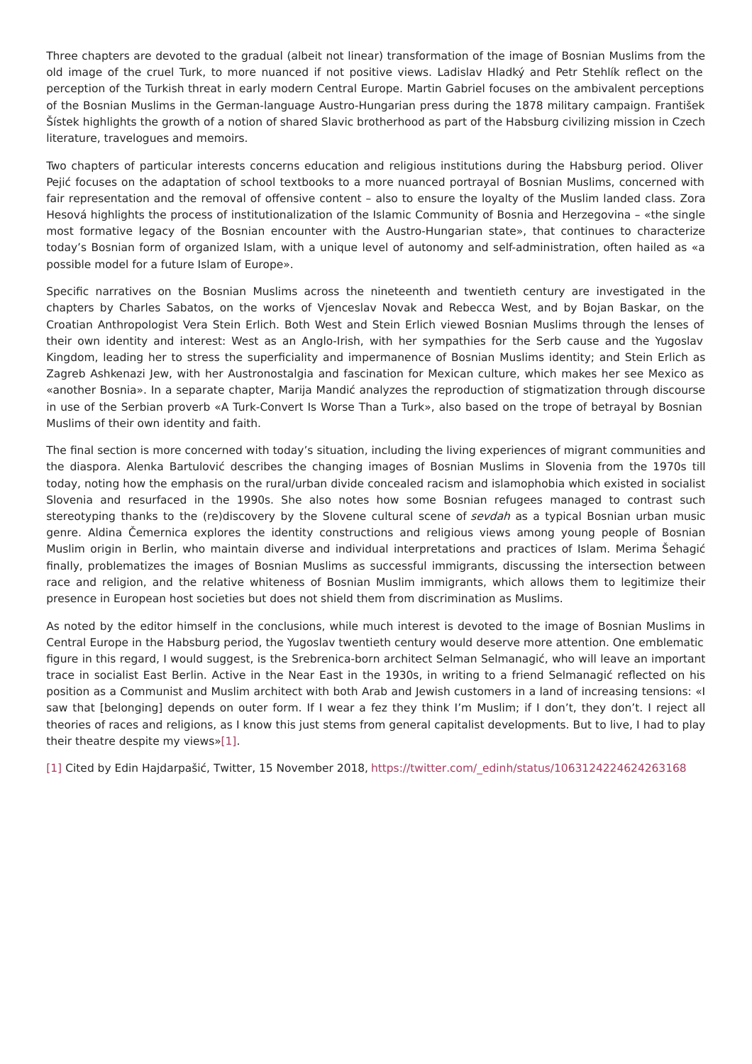Three chapters are devoted to the gradual (albeit not linear) transformation of the image of Bosnian Muslims from the old image of the cruel Turk, to more nuanced if not positive views. Ladislav Hladký and Petr Stehlík reflect on the perception of the Turkish threat in early modern Central Europe. Martin Gabriel focuses on the ambivalent perceptions of the Bosnian Muslims in the German-language Austro-Hungarian press during the 1878 military campaign. František Šístek highlights the growth of a notion of shared Slavic brotherhood as part of the Habsburg civilizing mission in Czech literature, travelogues and memoirs.

Two chapters of particular interests concerns education and religious institutions during the Habsburg period. Oliver Pejić focuses on the adaptation of school textbooks to a more nuanced portrayal of Bosnian Muslims, concerned with fair representation and the removal of offensive content – also to ensure the loyalty of the Muslim landed class. Zora Hesová highlights the process of institutionalization of the Islamic Community of Bosnia and Herzegovina – «the single most formative legacy of the Bosnian encounter with the Austro-Hungarian state», that continues to characterize today's Bosnian form of organized Islam, with a unique level of autonomy and self-administration, often hailed as «a possible model for a future Islam of Europe».

Specific narratives on the Bosnian Muslims across the nineteenth and twentieth century are investigated in the chapters by Charles Sabatos, on the works of Vjenceslav Novak and Rebecca West, and by Bojan Baskar, on the Croatian Anthropologist Vera Stein Erlich. Both West and Stein Erlich viewed Bosnian Muslims through the lenses of their own identity and interest: West as an Anglo-Irish, with her sympathies for the Serb cause and the Yugoslav Kingdom, leading her to stress the superficiality and impermanence of Bosnian Muslims identity; and Stein Erlich as Zagreb Ashkenazi Jew, with her Austronostalgia and fascination for Mexican culture, which makes her see Mexico as «another Bosnia». In a separate chapter, Marija Mandić analyzes the reproduction of stigmatization through discourse in use of the Serbian proverb «A Turk-Convert Is Worse Than a Turk», also based on the trope of betrayal by Bosnian Muslims of their own identity and faith.

The final section is more concerned with today's situation, including the living experiences of migrant communities and the diaspora. Alenka Bartulović describes the changing images of Bosnian Muslims in Slovenia from the 1970s till today, noting how the emphasis on the rural/urban divide concealed racism and islamophobia which existed in socialist Slovenia and resurfaced in the 1990s. She also notes how some Bosnian refugees managed to contrast such stereotyping thanks to the (re)discovery by the Slovene cultural scene of *sevdah* as a typical Bosnian urban music genre. Aldina Čemernica explores the identity constructions and religious views among young people of Bosnian Muslim origin in Berlin, who maintain diverse and individual interpretations and practices of Islam. Merima Šehagić finally, problematizes the images of Bosnian Muslims as successful immigrants, discussing the intersection between race and religion, and the relative whiteness of Bosnian Muslim immigrants, which allows them to legitimize their presence in European host societies but does not shield them from discrimination as Muslims.

As noted by the editor himself in the conclusions, while much interest is devoted to the image of Bosnian Muslims in Central Europe in the Habsburg period, the Yugoslav twentieth century would deserve more attention. One emblematic figure in this regard, I would suggest, is the Srebrenica-born architect Selman Selmanagić, who will leave an important trace in socialist East Berlin. Active in the Near East in the 1930s, in writing to a friend Selmanagić reflected on his position as a Communist and Muslim architect with both Arab and Jewish customers in a land of increasing tensions: «I saw that [belonging] depends on outer form. If I wear a fez they think I'm Muslim; if I don't, they don't. I reject all theories of races and religions, as I know this just stems from general capitalist developments. But to live, I had to play their theatre despite my views»[1].

[1] Cited by Edin Hajdarpašić, Twitter, 15 November 2018, https://twitter.com/_edinh/status/1063124224624263168